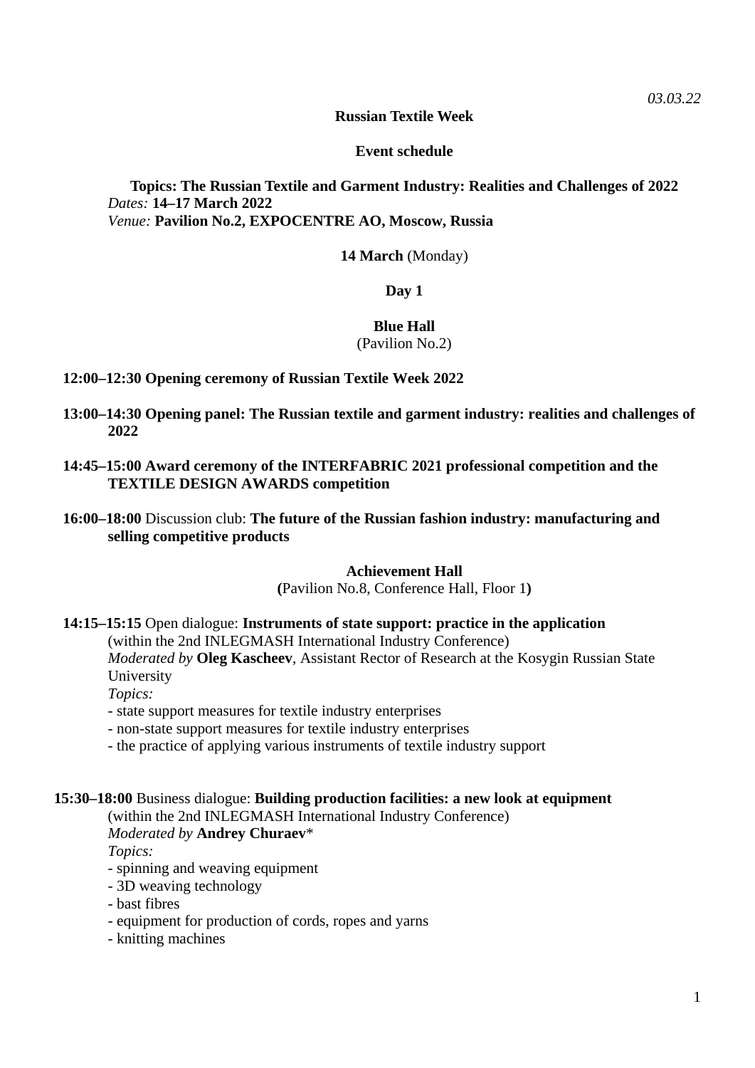*03.03.22*

**Russian Textile Week**

**Event schedule**

**Topics: The Russian Textile and Garment Industry: Realities and Challenges of 2022**
*Dates:* **14–17 March 2022**
*Venue:* **Pavilion No.2, EXPOCENTRE AO, Moscow, Russia**

**14 March** (Monday)

**Day 1**

**Blue Hall**
(Pavilion No.2)

**12:00–12:30 Opening ceremony of Russian Textile Week 2022**

**13:00–14:30 Opening panel: The Russian textile and garment industry: realities and challenges of 2022**

**14:45–15:00 Award ceremony of the INTERFABRIC 2021 professional competition and the TEXTILE DESIGN AWARDS competition**

**16:00–18:00** Discussion club: **The future of the Russian fashion industry: manufacturing and selling competitive products**

**Achievement Hall**
**(**Pavilion No.8, Conference Hall, Floor 1**)**

**14:15–15:15** Open dialogue: **Instruments of state support: practice in the application**
(within the 2nd INLEGMASH International Industry Conference)
*Moderated by* **Oleg Kascheev**, Assistant Rector of Research at the Kosygin Russian State University
*Topics:*
- state support measures for textile industry enterprises
- non-state support measures for textile industry enterprises
- the practice of applying various instruments of textile industry support

**15:30–18:00** Business dialogue: **Building production facilities: a new look at equipment**
(within the 2nd INLEGMASH International Industry Conference)
*Moderated by* **Andrey Churaev***
*Topics:*
- spinning and weaving equipment
- 3D weaving technology
- bast fibres
- equipment for production of cords, ropes and yarns
- knitting machines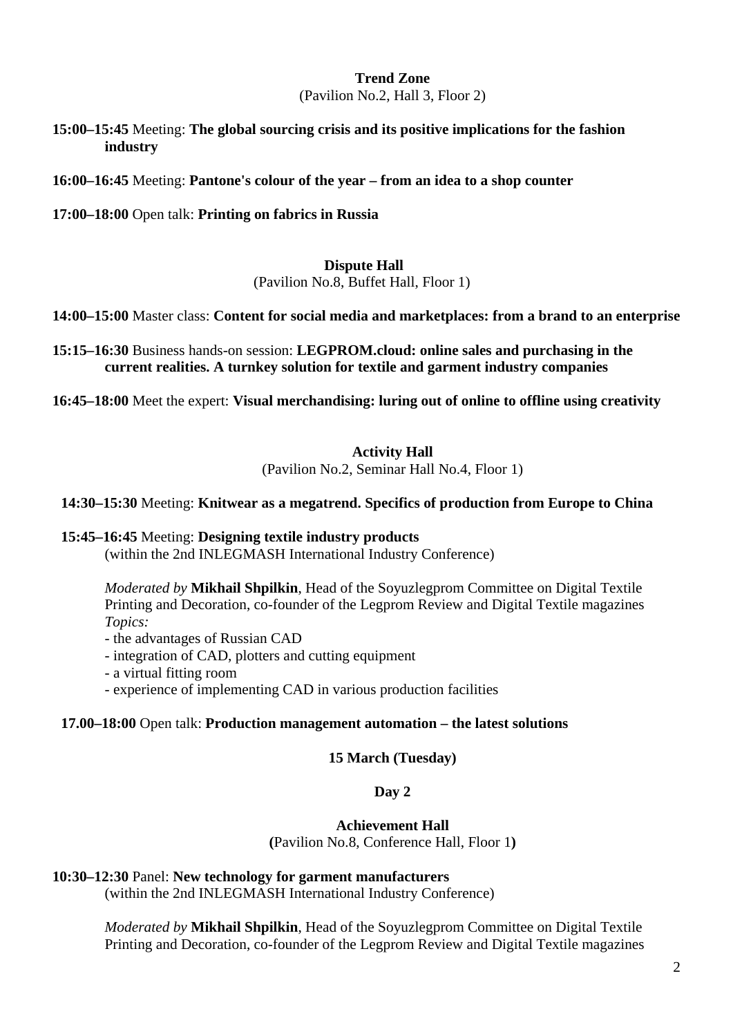**Trend Zone**
(Pavilion No.2, Hall 3, Floor 2)

**15:00–15:45** Meeting: **The global sourcing crisis and its positive implications for the fashion industry**

**16:00–16:45** Meeting: **Pantone's colour of the year – from an idea to a shop counter**

**17:00–18:00** Open talk: **Printing on fabrics in Russia**

**Dispute Hall**
(Pavilion No.8, Buffet Hall, Floor 1)

**14:00–15:00** Master class: **Content for social media and marketplaces: from a brand to an enterprise**

**15:15–16:30** Business hands-on session: **LEGPROM.cloud: online sales and purchasing in the current realities. A turnkey solution for textile and garment industry companies**

**16:45–18:00** Meet the expert: **Visual merchandising: luring out of online to offline using creativity**

**Activity Hall**
(Pavilion No.2, Seminar Hall No.4, Floor 1)

**14:30–15:30** Meeting: **Knitwear as a megatrend. Specifics of production from Europe to China**

**15:45–16:45** Meeting: **Designing textile industry products**
(within the 2nd INLEGMASH International Industry Conference)

*Moderated by* **Mikhail Shpilkin**, Head of the Soyuzlegprom Committee on Digital Textile Printing and Decoration, co-founder of the Legprom Review and Digital Textile magazines
*Topics:*
- the advantages of Russian CAD
- integration of CAD, plotters and cutting equipment
- a virtual fitting room
- experience of implementing CAD in various production facilities

**17.00–18:00** Open talk: **Production management automation – the latest solutions**

**15 March (Tuesday)**

**Day 2**

**Achievement Hall**
**(**Pavilion No.8, Conference Hall, Floor 1**)**

**10:30–12:30** Panel: **New technology for garment manufacturers**
(within the 2nd INLEGMASH International Industry Conference)

*Moderated by* **Mikhail Shpilkin**, Head of the Soyuzlegprom Committee on Digital Textile Printing and Decoration, co-founder of the Legprom Review and Digital Textile magazines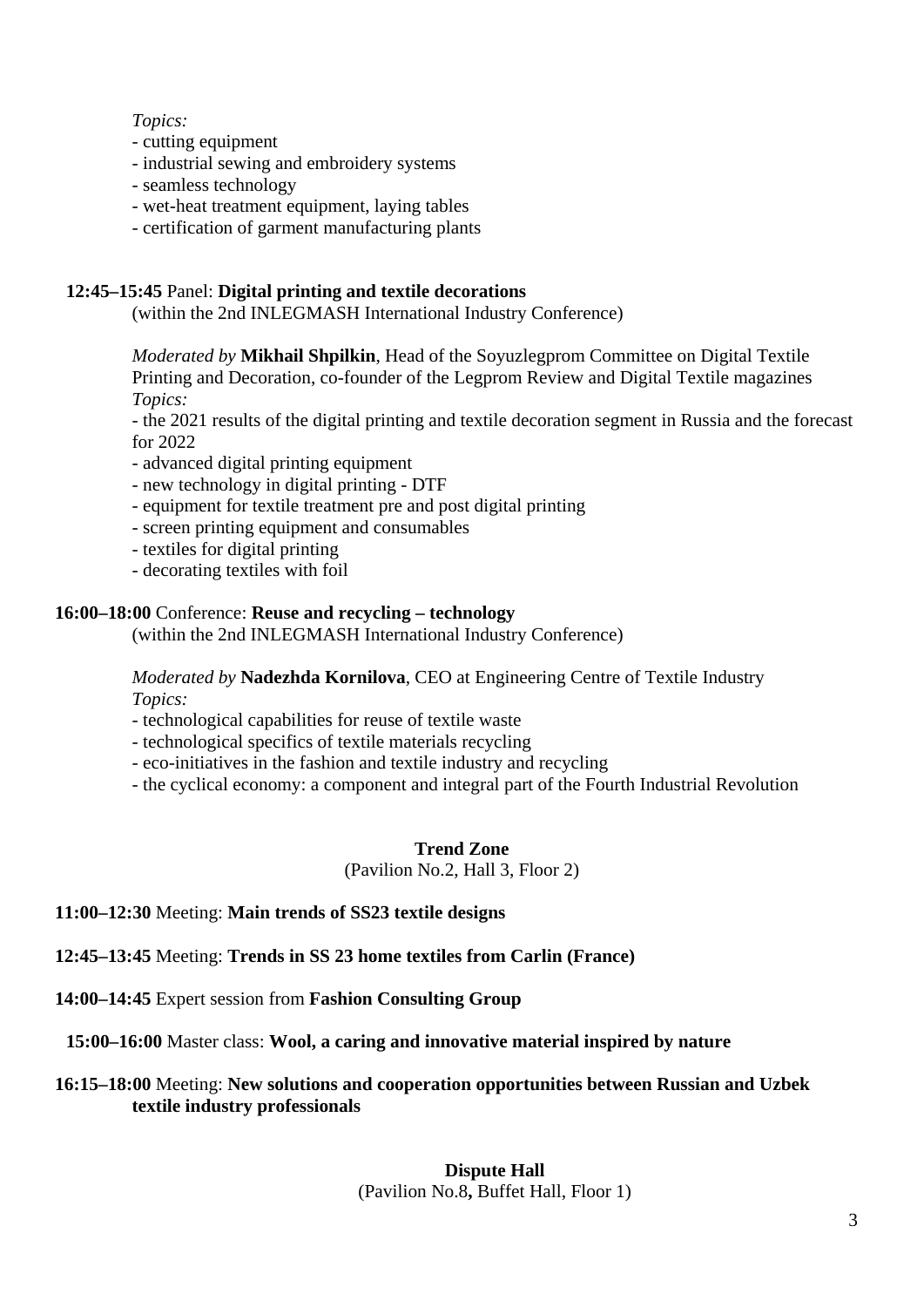*Topics:*

- cutting equipment
- industrial sewing and embroidery systems
- seamless technology
- wet-heat treatment equipment, laying tables
- certification of garment manufacturing plants

**12:45–15:45** Panel: **Digital printing and textile decorations**
(within the 2nd INLEGMASH International Industry Conference)

*Moderated by* **Mikhail Shpilkin**, Head of the Soyuzlegprom Committee on Digital Textile Printing and Decoration, co-founder of the Legprom Review and Digital Textile magazines
*Topics:*

- the 2021 results of the digital printing and textile decoration segment in Russia and the forecast for 2022
- advanced digital printing equipment
- new technology in digital printing - DTF
- equipment for textile treatment pre and post digital printing
- screen printing equipment and consumables
- textiles for digital printing
- decorating textiles with foil

**16:00–18:00** Conference: **Reuse and recycling – technology**
(within the 2nd INLEGMASH International Industry Conference)

*Moderated by* **Nadezhda Kornilova**, CEO at Engineering Centre of Textile Industry
*Topics:*

- technological capabilities for reuse of textile waste
- technological specifics of textile materials recycling
- eco-initiatives in the fashion and textile industry and recycling
- the cyclical economy: a component and integral part of the Fourth Industrial Revolution

## Trend Zone

(Pavilion No.2, Hall 3, Floor 2)

**11:00–12:30** Meeting: **Main trends of SS23 textile designs**

**12:45–13:45** Meeting: **Trends in SS 23 home textiles from Carlin (France)**

**14:00–14:45** Expert session from **Fashion Consulting Group**

**15:00–16:00** Master class: **Wool, a caring and innovative material inspired by nature**

**16:15–18:00** Meeting: **New solutions and cooperation opportunities between Russian and Uzbek textile industry professionals**

## Dispute Hall

(Pavilion No.8**,** Buffet Hall, Floor 1)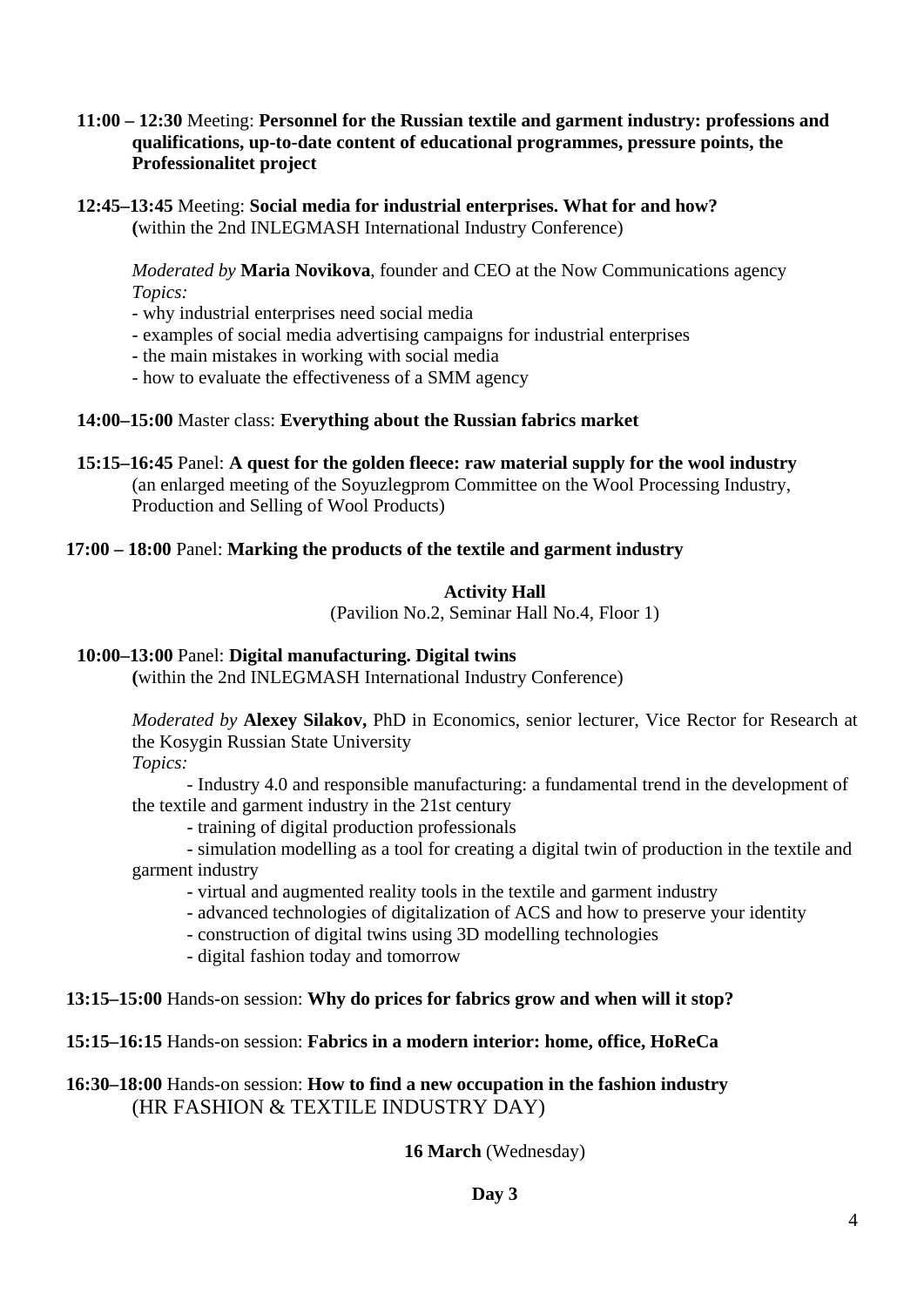**11:00 – 12:30** Meeting: **Personnel for the Russian textile and garment industry: professions and qualifications, up-to-date content of educational programmes, pressure points, the Professionalitet project**

**12:45–13:45** Meeting: **Social media for industrial enterprises. What for and how?** **(**within the 2nd INLEGMASH International Industry Conference)

*Moderated by* **Maria Novikova**, founder and CEO at the Now Communications agency
*Topics:*
- why industrial enterprises need social media
- examples of social media advertising campaigns for industrial enterprises
- the main mistakes in working with social media
- how to evaluate the effectiveness of a SMM agency

**14:00–15:00** Master class: **Everything about the Russian fabrics market**

**15:15–16:45** Panel: **A quest for the golden fleece: raw material supply for the wool industry** (an enlarged meeting of the Soyuzlegprom Committee on the Wool Processing Industry, Production and Selling of Wool Products)

**17:00 – 18:00** Panel: **Marking the products of the textile and garment industry**

**Activity Hall**
(Pavilion No.2, Seminar Hall No.4, Floor 1)

**10:00–13:00** Panel: **Digital manufacturing. Digital twins** **(**within the 2nd INLEGMASH International Industry Conference)

*Moderated by* **Alexey Silakov,** PhD in Economics, senior lecturer, Vice Rector for Research at the Kosygin Russian State University
*Topics:*
- Industry 4.0 and responsible manufacturing: a fundamental trend in the development of the textile and garment industry in the 21st century
- training of digital production professionals
- simulation modelling as a tool for creating a digital twin of production in the textile and garment industry
- virtual and augmented reality tools in the textile and garment industry
- advanced technologies of digitalization of ACS and how to preserve your identity
- construction of digital twins using 3D modelling technologies
- digital fashion today and tomorrow

**13:15–15:00** Hands-on session: **Why do prices for fabrics grow and when will it stop?**

**15:15–16:15** Hands-on session: **Fabrics in a modern interior: home, office, HoReCa**

**16:30–18:00** Hands-on session: **How to find a new occupation in the fashion industry** (HR FASHION & TEXTILE INDUSTRY DAY)

**16 March** (Wednesday)

**Day 3**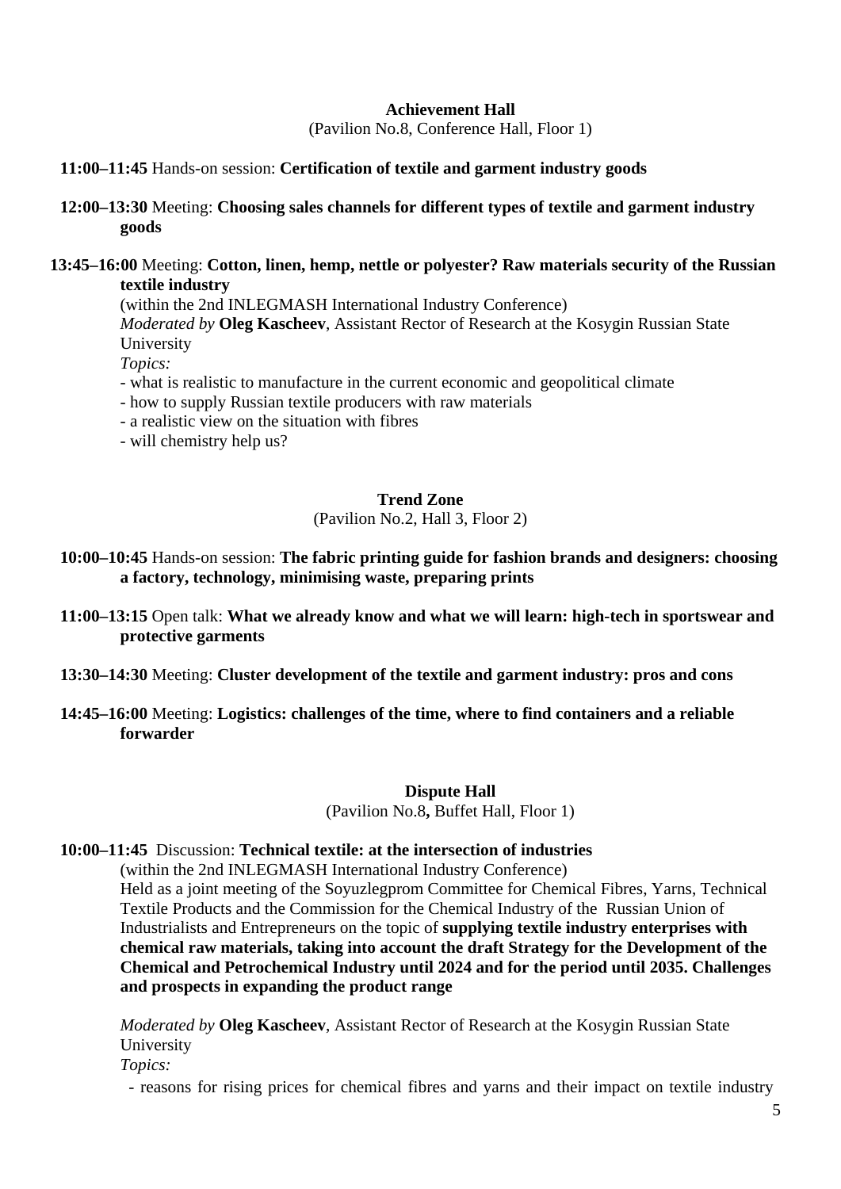**Achievement Hall**
(Pavilion No.8, Conference Hall, Floor 1)

**11:00–11:45** Hands-on session: **Certification of textile and garment industry goods**

**12:00–13:30** Meeting: **Choosing sales channels for different types of textile and garment industry goods**

**13:45–16:00** Meeting: **Cotton, linen, hemp, nettle or polyester? Raw materials security of the Russian textile industry**
(within the 2nd INLEGMASH International Industry Conference)
*Moderated by* **Oleg Kascheev**, Assistant Rector of Research at the Kosygin Russian State University
*Topics:*
- what is realistic to manufacture in the current economic and geopolitical climate
- how to supply Russian textile producers with raw materials
- a realistic view on the situation with fibres
- will chemistry help us?

**Trend Zone**
(Pavilion No.2, Hall 3, Floor 2)

**10:00–10:45** Hands-on session: **The fabric printing guide for fashion brands and designers: choosing a factory, technology, minimising waste, preparing prints**

**11:00–13:15** Open talk: **What we already know and what we will learn: high-tech in sportswear and protective garments**

**13:30–14:30** Meeting: **Cluster development of the textile and garment industry: pros and cons**

**14:45–16:00** Meeting: **Logistics: challenges of the time, where to find containers and a reliable forwarder**

**Dispute Hall**
(Pavilion No.8**,** Buffet Hall, Floor 1)

**10:00–11:45** Discussion: **Technical textile: at the intersection of industries**
(within the 2nd INLEGMASH International Industry Conference)
Held as a joint meeting of the Soyuzlegprom Committee for Chemical Fibres, Yarns, Technical Textile Products and the Commission for the Chemical Industry of the Russian Union of Industrialists and Entrepreneurs on the topic of **supplying textile industry enterprises with chemical raw materials, taking into account the draft Strategy for the Development of the Chemical and Petrochemical Industry until 2024 and for the period until 2035. Challenges and prospects in expanding the product range**

*Moderated by* **Oleg Kascheev**, Assistant Rector of Research at the Kosygin Russian State University
*Topics:*
- reasons for rising prices for chemical fibres and yarns and their impact on textile industry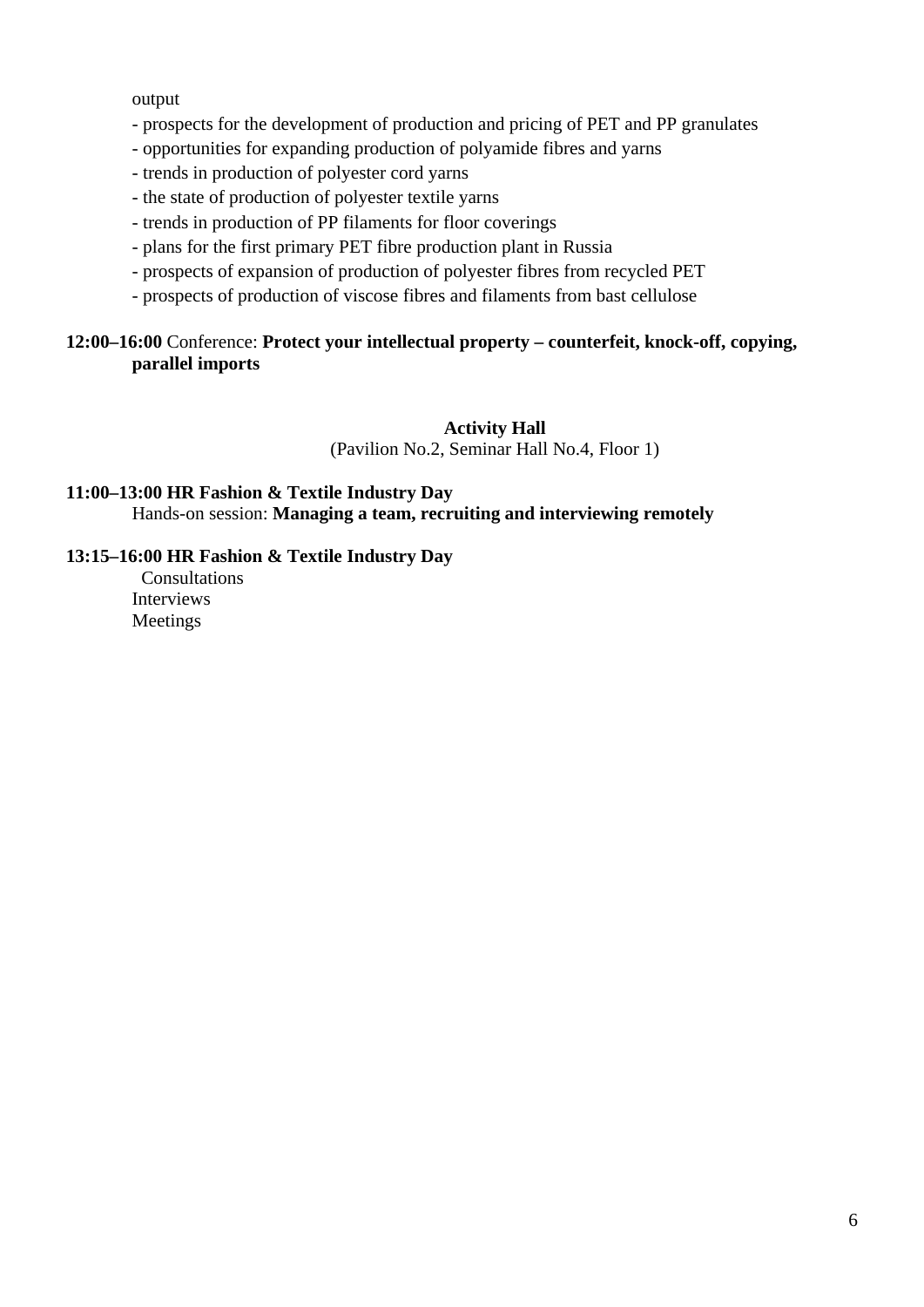output

- prospects for the development of production and pricing of PET and PP granulates
- opportunities for expanding production of polyamide fibres and yarns
- trends in production of polyester cord yarns
- the state of production of polyester textile yarns
- trends in production of PP filaments for floor coverings
- plans for the first primary PET fibre production plant in Russia
- prospects of expansion of production of polyester fibres from recycled PET
- prospects of production of viscose fibres and filaments from bast cellulose

**12:00–16:00** Conference: **Protect your intellectual property – counterfeit, knock-off, copying, parallel imports**

**Activity Hall**
(Pavilion No.2, Seminar Hall No.4, Floor 1)

**11:00–13:00 HR Fashion & Textile Industry Day**
Hands-on session: **Managing a team, recruiting and interviewing remotely**

**13:15–16:00 HR Fashion & Textile Industry Day**
Consultations
Interviews
Meetings